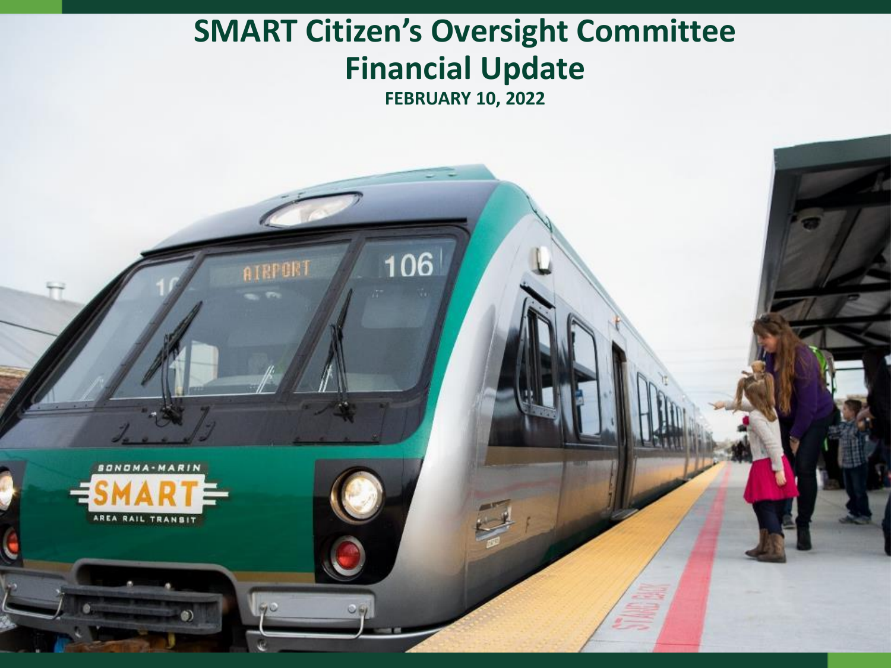# SMART Citizen's Oversight Committee
# Financial Update

**FEBRUARY 10, 2022**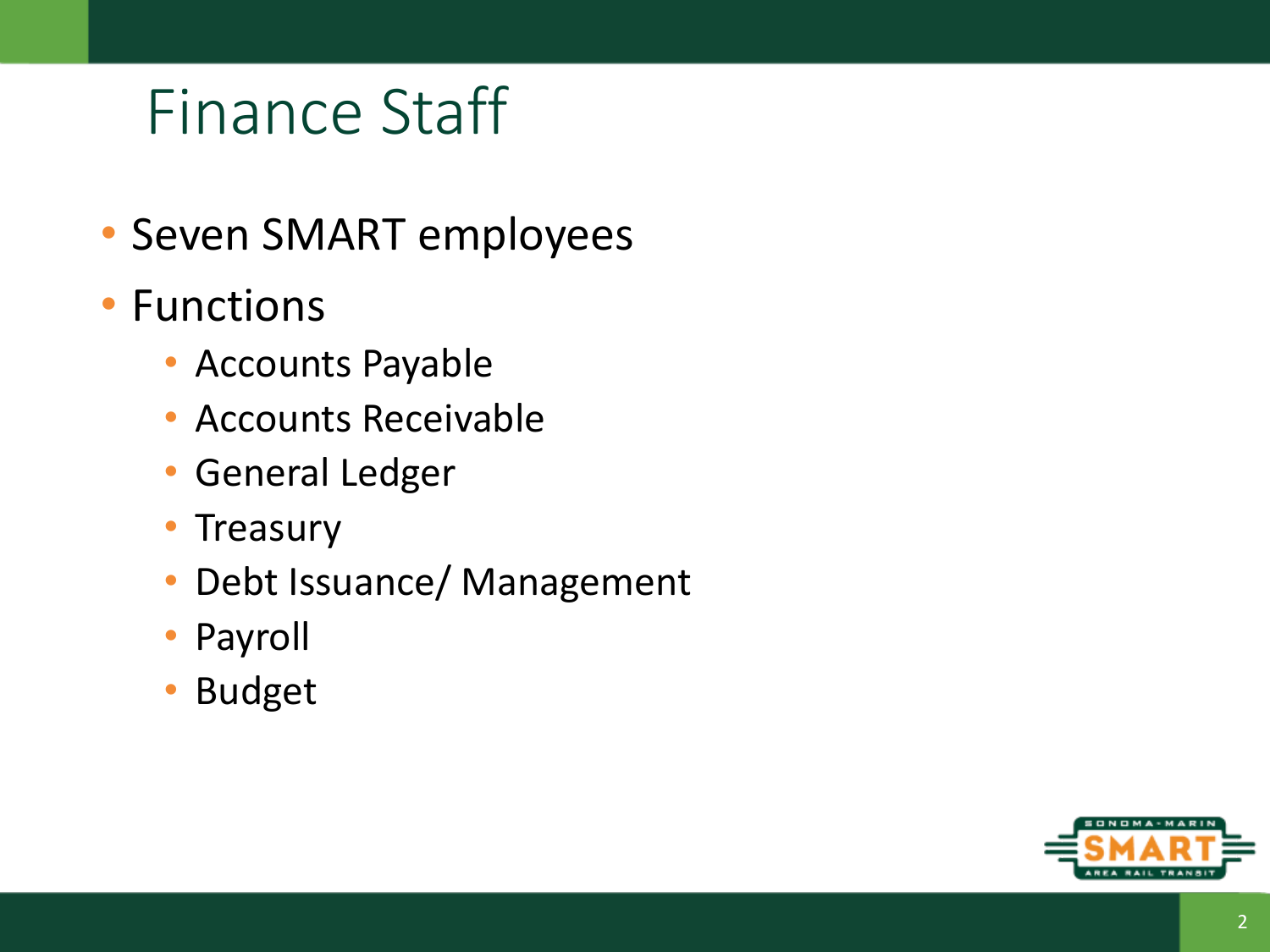# Finance Staff

- Seven SMART employees
- Functions
  - Accounts Payable
  - Accounts Receivable
  - General Ledger
  - Treasury
  - Debt Issuance/ Management
  - Payroll
  - Budget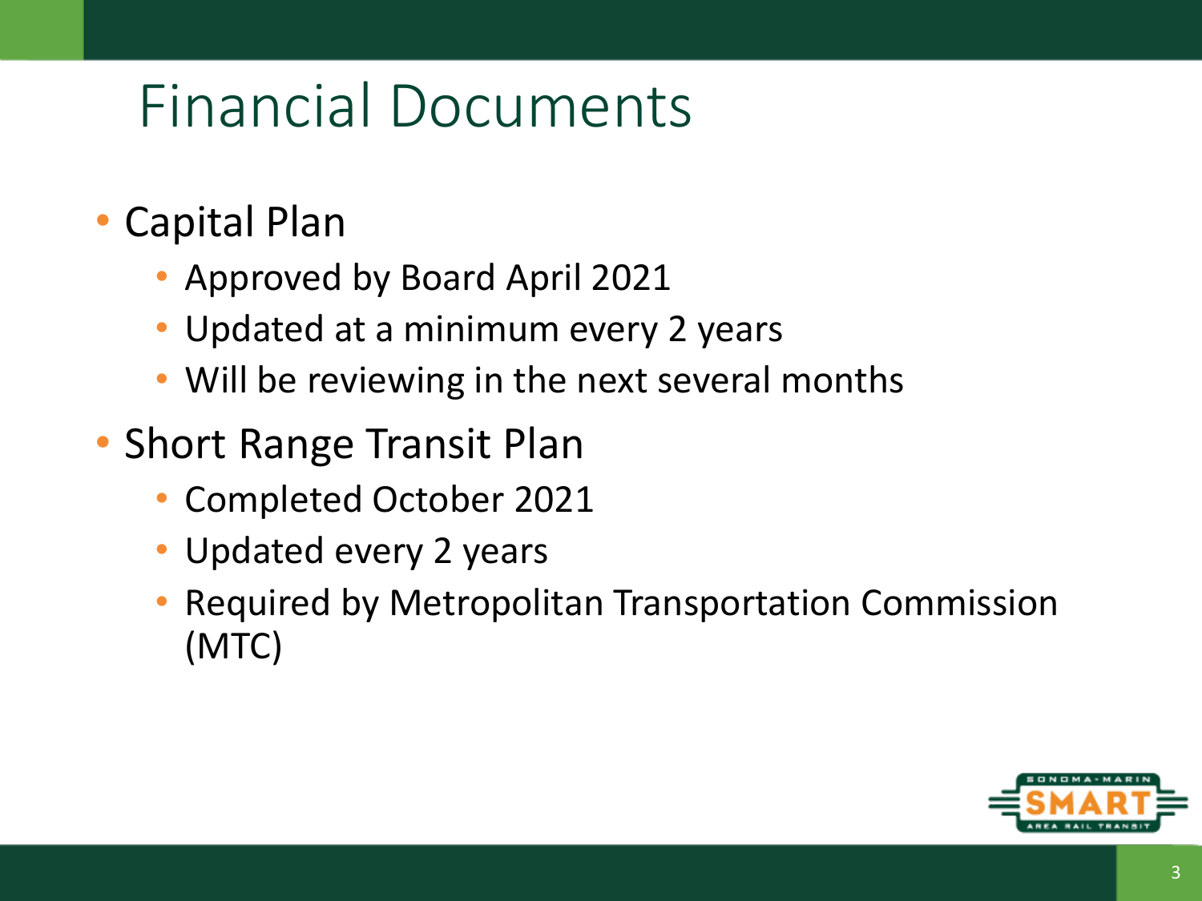# Financial Documents

- Capital Plan
  - Approved by Board April 2021
  - Updated at a minimum every 2 years
  - Will be reviewing in the next several months
- Short Range Transit Plan
  - Completed October 2021
  - Updated every 2 years
  - Required by Metropolitan Transportation Commission (MTC)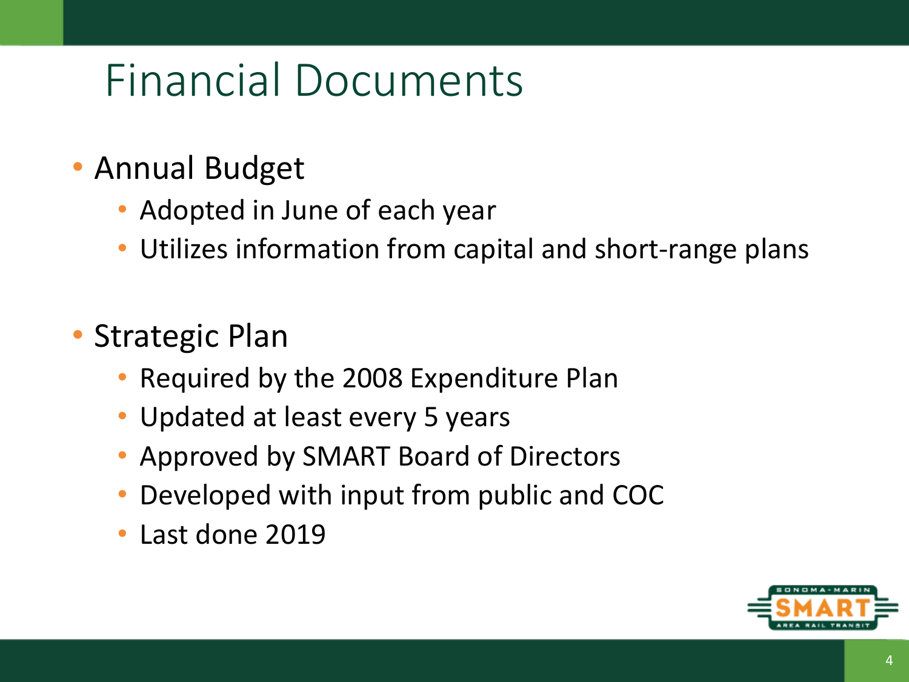# Financial Documents

- Annual Budget
  - Adopted in June of each year
  - Utilizes information from capital and short-range plans

- Strategic Plan
  - Required by the 2008 Expenditure Plan
  - Updated at least every 5 years
  - Approved by SMART Board of Directors
  - Developed with input from public and COC
  - Last done 2019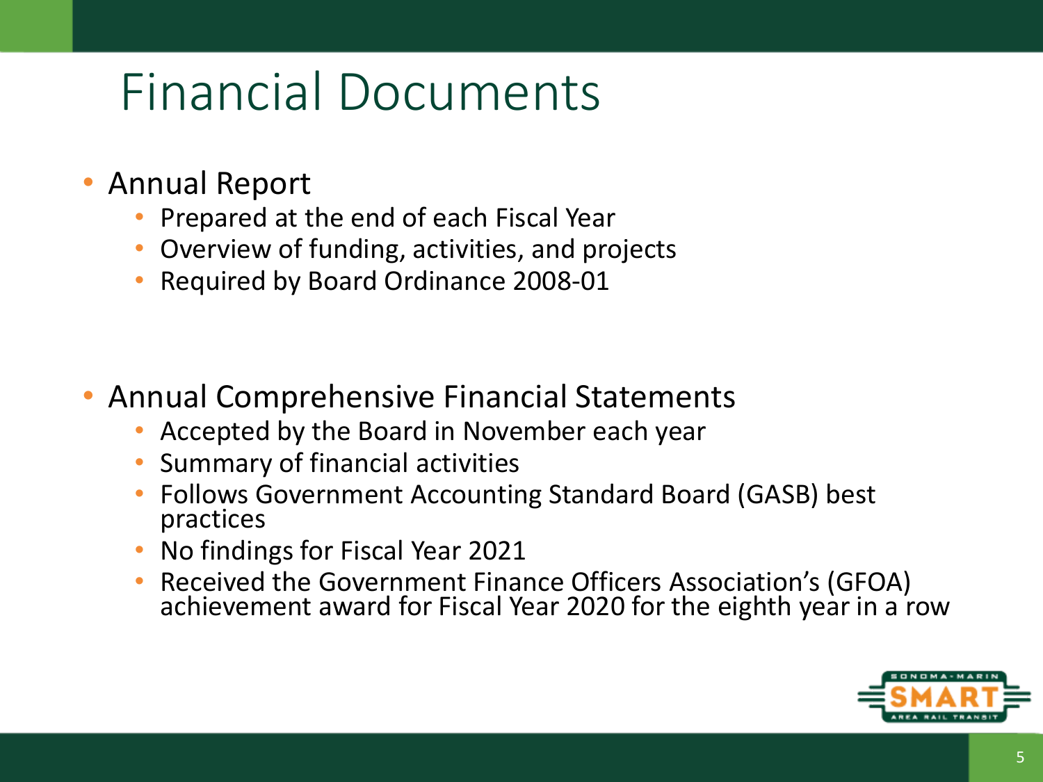# Financial Documents

- Annual Report
  - Prepared at the end of each Fiscal Year
  - Overview of funding, activities, and projects
  - Required by Board Ordinance 2008-01

- Annual Comprehensive Financial Statements
  - Accepted by the Board in November each year
  - Summary of financial activities
  - Follows Government Accounting Standard Board (GASB) best practices
  - No findings for Fiscal Year 2021
  - Received the Government Finance Officers Association's (GFOA) achievement award for Fiscal Year 2020 for the eighth year in a row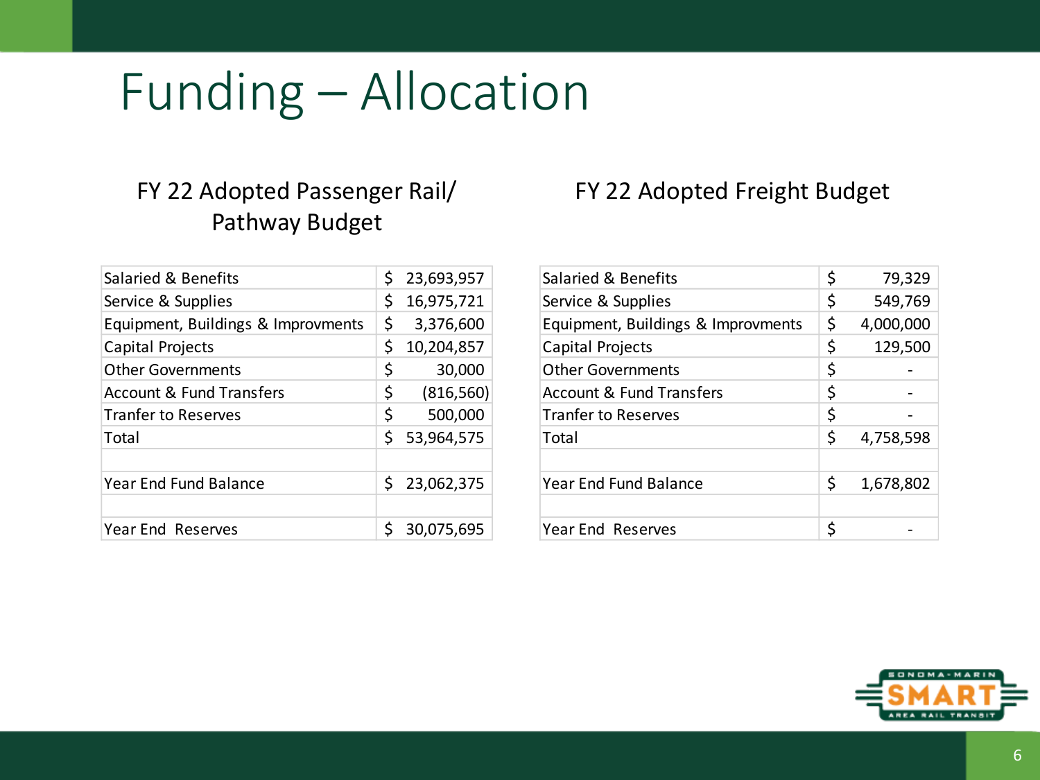# Funding – Allocation

## FY 22 Adopted Passenger Rail/ Pathway Budget

| | |
|---|---|
| Salaried & Benefits | $ 23,693,957 |
| Service & Supplies | $ 16,975,721 |
| Equipment, Buildings & Improvments | $ 3,376,600 |
| Capital Projects | $ 10,204,857 |
| Other Governments | $ 30,000 |
| Account & Fund Transfers | $ (816,560) |
| Tranfer to Reserves | $ 500,000 |
| Total | $ 53,964,575 |
| | |
| Year End Fund Balance | $ 23,062,375 |
| | |
| Year End Reserves | $ 30,075,695 |

## FY 22 Adopted Freight Budget

| | |
|---|---|
| Salaried & Benefits | $ 79,329 |
| Service & Supplies | $ 549,769 |
| Equipment, Buildings & Improvments | $ 4,000,000 |
| Capital Projects | $ 129,500 |
| Other Governments | $ - |
| Account & Fund Transfers | $ - |
| Tranfer to Reserves | $ - |
| Total | $ 4,758,598 |
| | |
| Year End Fund Balance | $ 1,678,802 |
| | |
| Year End Reserves | $ - |